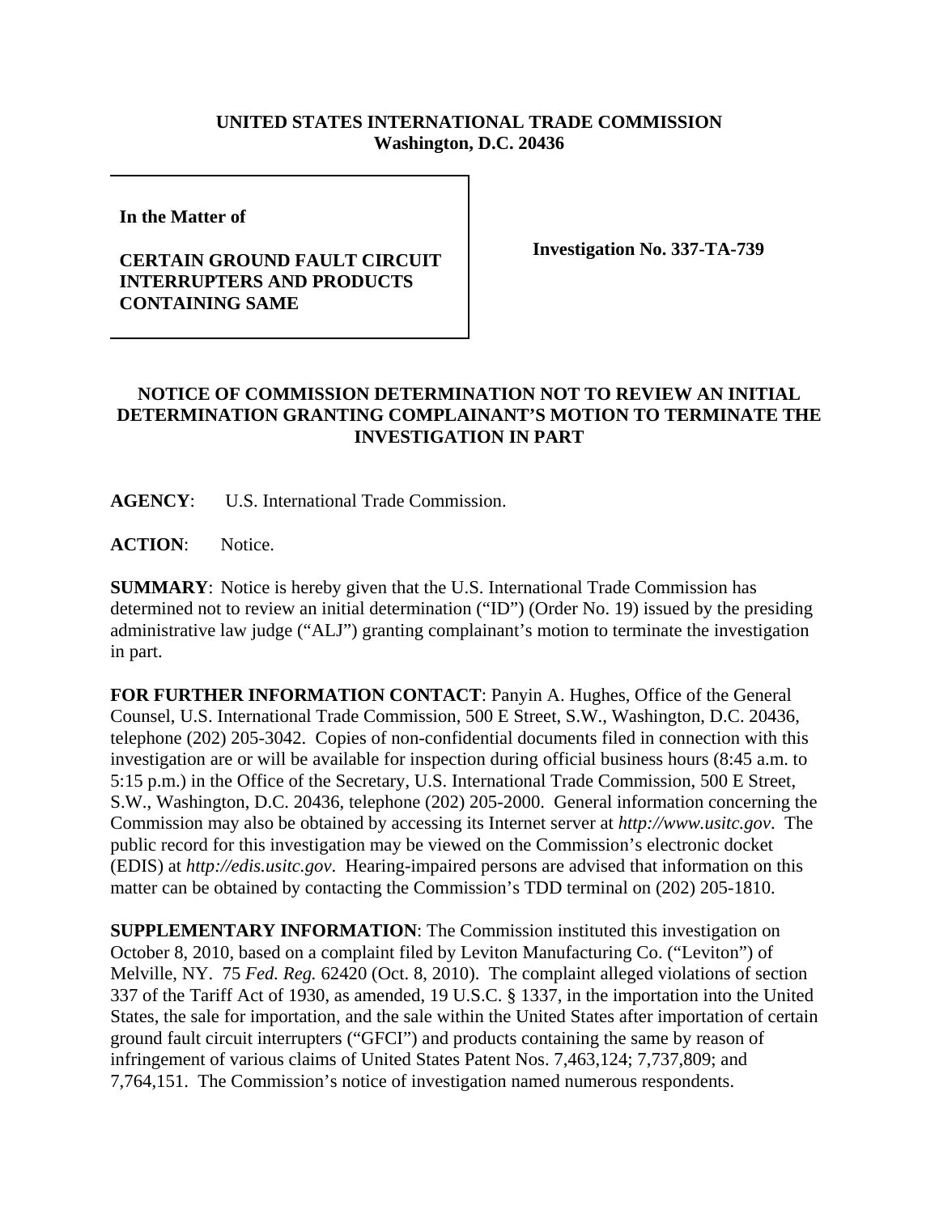**UNITED STATES INTERNATIONAL TRADE COMMISSION**
**Washington, D.C. 20436**

**In the Matter of**

**CERTAIN GROUND FAULT CIRCUIT INTERRUPTERS AND PRODUCTS CONTAINING SAME**

**Investigation No. 337-TA-739**

## NOTICE OF COMMISSION DETERMINATION NOT TO REVIEW AN INITIAL DETERMINATION GRANTING COMPLAINANT'S MOTION TO TERMINATE THE INVESTIGATION IN PART

**AGENCY**: U.S. International Trade Commission.

**ACTION**: Notice.

**SUMMARY**: Notice is hereby given that the U.S. International Trade Commission has determined not to review an initial determination ("ID") (Order No. 19) issued by the presiding administrative law judge ("ALJ") granting complainant's motion to terminate the investigation in part.

**FOR FURTHER INFORMATION CONTACT**: Panyin A. Hughes, Office of the General Counsel, U.S. International Trade Commission, 500 E Street, S.W., Washington, D.C. 20436, telephone (202) 205-3042. Copies of non-confidential documents filed in connection with this investigation are or will be available for inspection during official business hours (8:45 a.m. to 5:15 p.m.) in the Office of the Secretary, U.S. International Trade Commission, 500 E Street, S.W., Washington, D.C. 20436, telephone (202) 205-2000. General information concerning the Commission may also be obtained by accessing its Internet server at *http://www.usitc.gov*. The public record for this investigation may be viewed on the Commission's electronic docket (EDIS) at *http://edis.usitc.gov*. Hearing-impaired persons are advised that information on this matter can be obtained by contacting the Commission's TDD terminal on (202) 205-1810.

**SUPPLEMENTARY INFORMATION**: The Commission instituted this investigation on October 8, 2010, based on a complaint filed by Leviton Manufacturing Co. ("Leviton") of Melville, NY. 75 *Fed. Reg.* 62420 (Oct. 8, 2010). The complaint alleged violations of section 337 of the Tariff Act of 1930, as amended, 19 U.S.C. § 1337, in the importation into the United States, the sale for importation, and the sale within the United States after importation of certain ground fault circuit interrupters ("GFCI") and products containing the same by reason of infringement of various claims of United States Patent Nos. 7,463,124; 7,737,809; and 7,764,151. The Commission's notice of investigation named numerous respondents.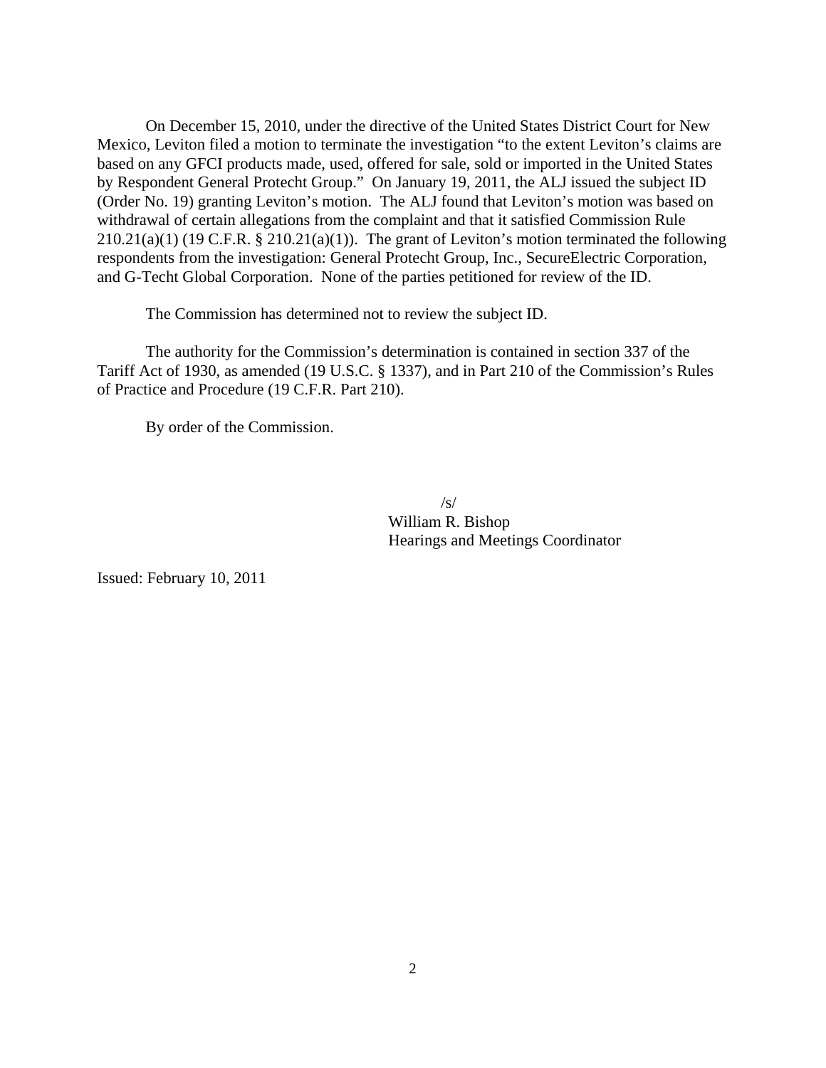On December 15, 2010, under the directive of the United States District Court for New Mexico, Leviton filed a motion to terminate the investigation "to the extent Leviton's claims are based on any GFCI products made, used, offered for sale, sold or imported in the United States by Respondent General Protecht Group." On January 19, 2011, the ALJ issued the subject ID (Order No. 19) granting Leviton's motion. The ALJ found that Leviton's motion was based on withdrawal of certain allegations from the complaint and that it satisfied Commission Rule 210.21(a)(1) (19 C.F.R. § 210.21(a)(1)). The grant of Leviton's motion terminated the following respondents from the investigation: General Protecht Group, Inc., SecureElectric Corporation, and G-Techt Global Corporation. None of the parties petitioned for review of the ID.

The Commission has determined not to review the subject ID.

The authority for the Commission's determination is contained in section 337 of the Tariff Act of 1930, as amended (19 U.S.C. § 1337), and in Part 210 of the Commission's Rules of Practice and Procedure (19 C.F.R. Part 210).

By order of the Commission.

/s/
William R. Bishop
Hearings and Meetings Coordinator

Issued: February 10, 2011